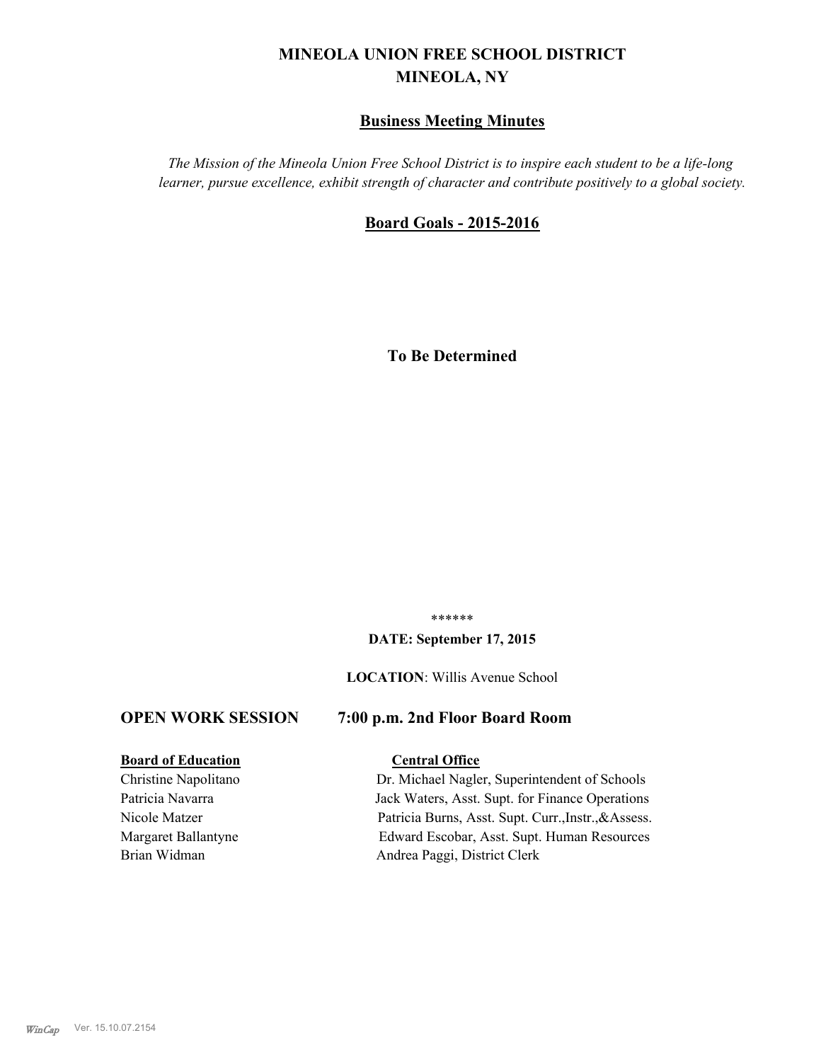# MINEOLA UNION FREE SCHOOL DISTRICT
# MINEOLA, NY

## Business Meeting Minutes

*The Mission of the Mineola Union Free School District is to inspire each student to be a life-long learner, pursue excellence, exhibit strength of character and contribute positively to a global society.*

## Board Goals - 2015-2016

**To Be Determined**

\*\*\*\*\*\*

**DATE: September 17, 2015**

**LOCATION**: Willis Avenue School

### OPEN WORK SESSION 7:00 p.m. 2nd Floor Board Room

| **Board of Education** | **Central Office** |
|---|---|
| Christine Napolitano | Dr. Michael Nagler, Superintendent of Schools |
| Patricia Navarra | Jack Waters, Asst. Supt. for Finance Operations |
| Nicole Matzer | Patricia Burns, Asst. Supt. Curr.,Instr.,&Assess. |
| Margaret Ballantyne | Edward Escobar, Asst. Supt. Human Resources |
| Brian Widman | Andrea Paggi, District Clerk |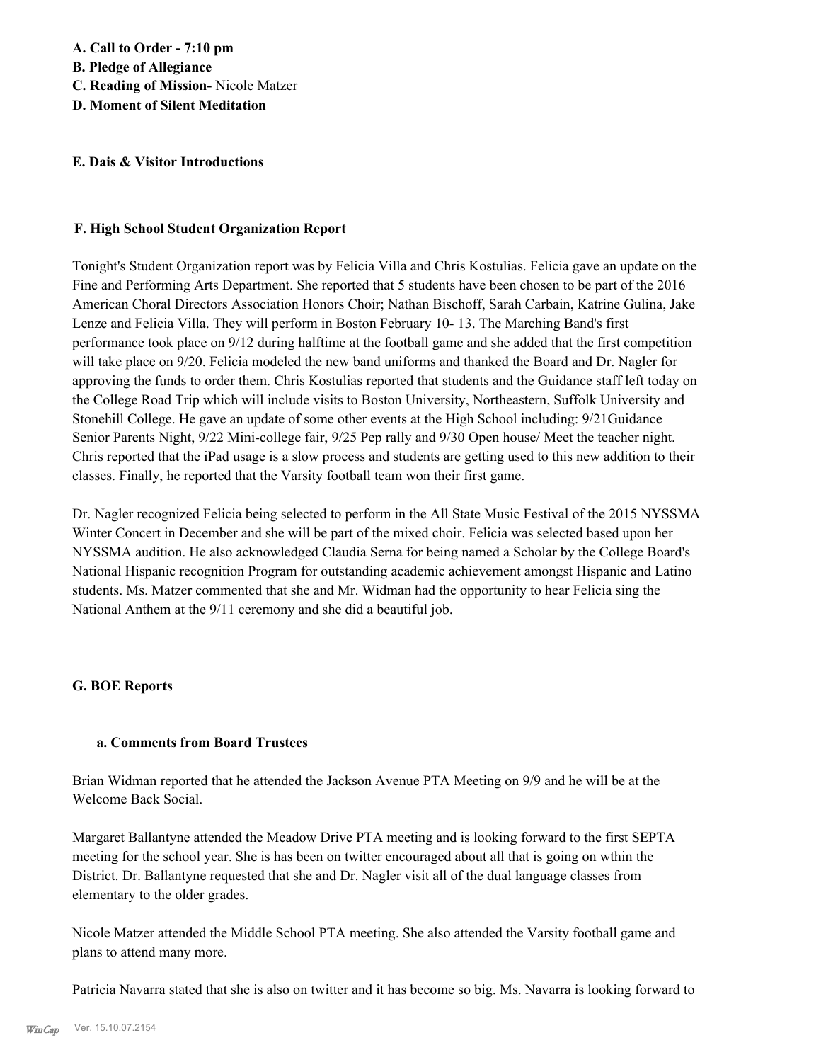**A. Call to Order - 7:10 pm**
**B. Pledge of Allegiance**
**C. Reading of Mission-** Nicole Matzer
**D. Moment of Silent Meditation**

**E. Dais & Visitor Introductions**

**F. High School Student Organization Report**

Tonight's Student Organization report was by Felicia Villa and Chris Kostulias. Felicia gave an update on the Fine and Performing Arts Department. She reported that 5 students have been chosen to be part of the 2016 American Choral Directors Association Honors Choir; Nathan Bischoff, Sarah Carbain, Katrine Gulina, Jake Lenze and Felicia Villa. They will perform in Boston February 10- 13. The Marching Band's first performance took place on 9/12 during halftime at the football game and she added that the first competition will take place on 9/20. Felicia modeled the new band uniforms and thanked the Board and Dr. Nagler for approving the funds to order them. Chris Kostulias reported that students and the Guidance staff left today on the College Road Trip which will include visits to Boston University, Northeastern, Suffolk University and Stonehill College. He gave an update of some other events at the High School including: 9/21Guidance Senior Parents Night, 9/22 Mini-college fair, 9/25 Pep rally and 9/30 Open house/ Meet the teacher night. Chris reported that the iPad usage is a slow process and students are getting used to this new addition to their classes. Finally, he reported that the Varsity football team won their first game.

Dr. Nagler recognized Felicia being selected to perform in the All State Music Festival of the 2015 NYSSMA Winter Concert in December and she will be part of the mixed choir. Felicia was selected based upon her NYSSMA audition. He also acknowledged Claudia Serna for being named a Scholar by the College Board's National Hispanic recognition Program for outstanding academic achievement amongst Hispanic and Latino students. Ms. Matzer commented that she and Mr. Widman had the opportunity to hear Felicia sing the National Anthem at the 9/11 ceremony and she did a beautiful job.

**G. BOE Reports**

**a. Comments from Board Trustees**

Brian Widman reported that he attended the Jackson Avenue PTA Meeting on 9/9 and he will be at the Welcome Back Social.

Margaret Ballantyne attended the Meadow Drive PTA meeting and is looking forward to the first SEPTA meeting for the school year. She is has been on twitter encouraged about all that is going on wthin the District. Dr. Ballantyne requested that she and Dr. Nagler visit all of the dual language classes from elementary to the older grades.

Nicole Matzer attended the Middle School PTA meeting. She also attended the Varsity football game and plans to attend many more.

Patricia Navarra stated that she is also on twitter and it has become so big. Ms. Navarra is looking forward to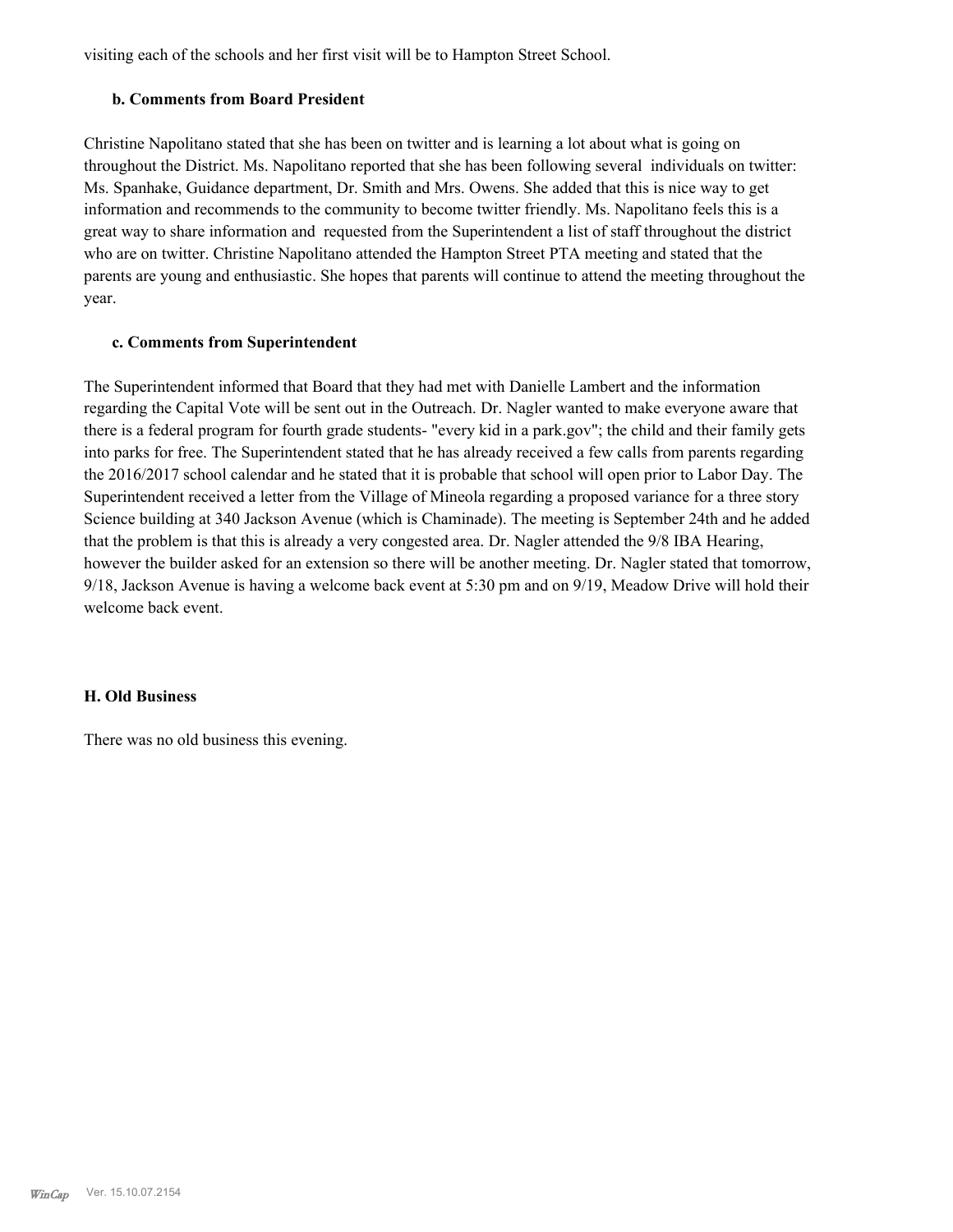visiting each of the schools and her first visit will be to Hampton Street School.

### b. Comments from Board President

Christine Napolitano stated that she has been on twitter and is learning a lot about what is going on throughout the District. Ms. Napolitano reported that she has been following several individuals on twitter: Ms. Spanhake, Guidance department, Dr. Smith and Mrs. Owens. She added that this is nice way to get information and recommends to the community to become twitter friendly. Ms. Napolitano feels this is a great way to share information and requested from the Superintendent a list of staff throughout the district who are on twitter. Christine Napolitano attended the Hampton Street PTA meeting and stated that the parents are young and enthusiastic. She hopes that parents will continue to attend the meeting throughout the year.

### c. Comments from Superintendent

The Superintendent informed that Board that they had met with Danielle Lambert and the information regarding the Capital Vote will be sent out in the Outreach. Dr. Nagler wanted to make everyone aware that there is a federal program for fourth grade students- "every kid in a park.gov"; the child and their family gets into parks for free. The Superintendent stated that he has already received a few calls from parents regarding the 2016/2017 school calendar and he stated that it is probable that school will open prior to Labor Day. The Superintendent received a letter from the Village of Mineola regarding a proposed variance for a three story Science building at 340 Jackson Avenue (which is Chaminade). The meeting is September 24th and he added that the problem is that this is already a very congested area. Dr. Nagler attended the 9/8 IBA Hearing, however the builder asked for an extension so there will be another meeting. Dr. Nagler stated that tomorrow, 9/18, Jackson Avenue is having a welcome back event at 5:30 pm and on 9/19, Meadow Drive will hold their welcome back event.

## H. Old Business

There was no old business this evening.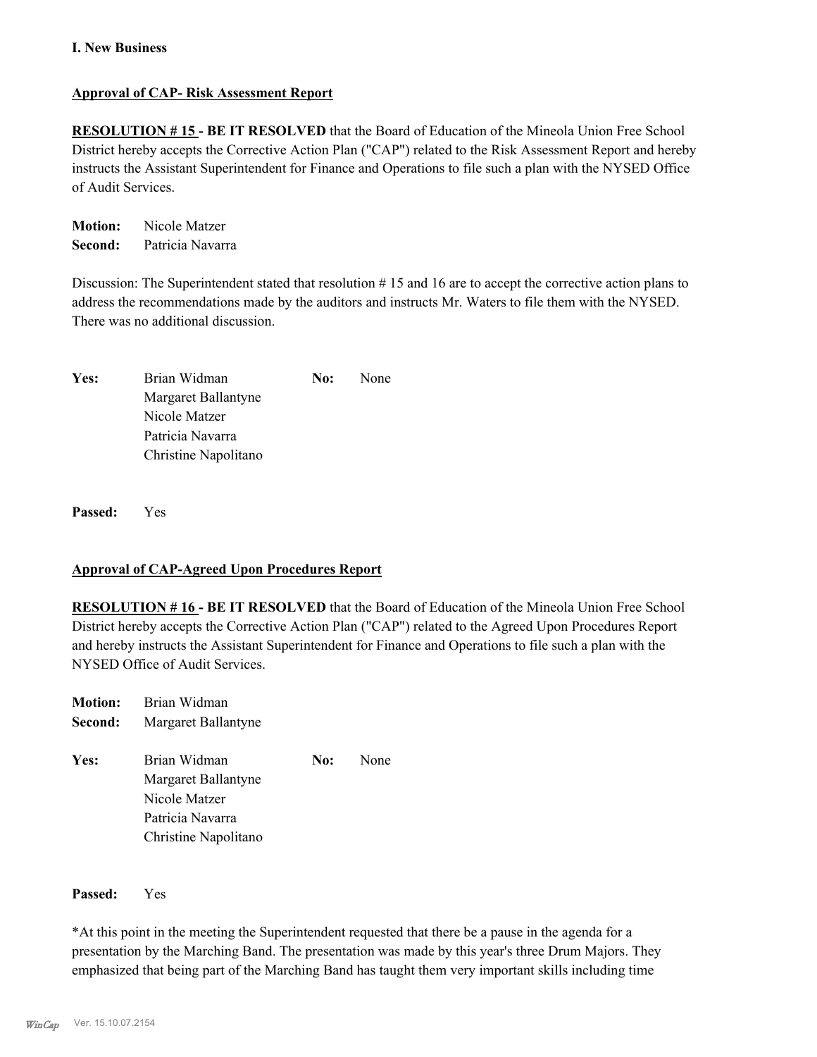**I. New Business**

**Approval of CAP- Risk Assessment Report**

**RESOLUTION # 15 - BE IT RESOLVED** that the Board of Education of the Mineola Union Free School District hereby accepts the Corrective Action Plan ("CAP") related to the Risk Assessment Report and hereby instructs the Assistant Superintendent for Finance and Operations to file such a plan with the NYSED Office of Audit Services.

**Motion:** Nicole Matzer
**Second:** Patricia Navarra

Discussion: The Superintendent stated that resolution # 15 and 16 are to accept the corrective action plans to address the recommendations made by the auditors and instructs Mr. Waters to file them with the NYSED. There was no additional discussion.

| | | | |
|---|---|---|---|
| **Yes:** | Brian Widman | **No:** | None |
| | Margaret Ballantyne | | |
| | Nicole Matzer | | |
| | Patricia Navarra | | |
| | Christine Napolitano | | |

**Passed:** Yes

**Approval of CAP-Agreed Upon Procedures Report**

**RESOLUTION # 16 - BE IT RESOLVED** that the Board of Education of the Mineola Union Free School District hereby accepts the Corrective Action Plan ("CAP") related to the Agreed Upon Procedures Report and hereby instructs the Assistant Superintendent for Finance and Operations to file such a plan with the NYSED Office of Audit Services.

**Motion:** Brian Widman
**Second:** Margaret Ballantyne

| | | | |
|---|---|---|---|
| **Yes:** | Brian Widman | **No:** | None |
| | Margaret Ballantyne | | |
| | Nicole Matzer | | |
| | Patricia Navarra | | |
| | Christine Napolitano | | |

**Passed:** Yes

*At this point in the meeting the Superintendent requested that there be a pause in the agenda for a presentation by the Marching Band. The presentation was made by this year's three Drum Majors. They emphasized that being part of the Marching Band has taught them very important skills including time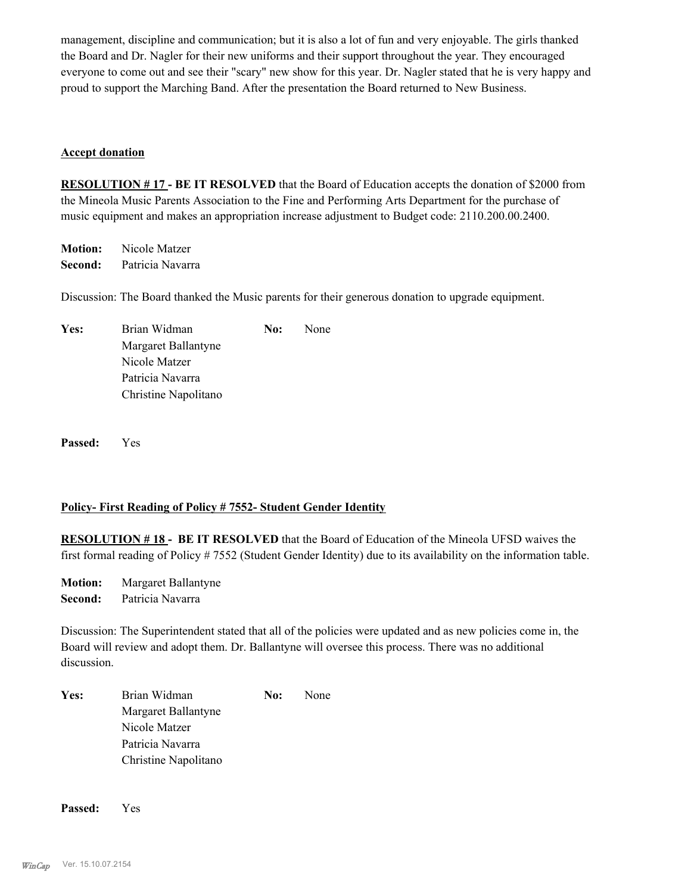management, discipline and communication; but it is also a lot of fun and very enjoyable. The girls thanked the Board and Dr. Nagler for their new uniforms and their support throughout the year. They encouraged everyone to come out and see their "scary" new show for this year. Dr. Nagler stated that he is very happy and proud to support the Marching Band. After the presentation the Board returned to New Business.

**Accept donation**

**RESOLUTION # 17 - BE IT RESOLVED** that the Board of Education accepts the donation of $2000 from the Mineola Music Parents Association to the Fine and Performing Arts Department for the purchase of music equipment and makes an appropriation increase adjustment to Budget code: 2110.200.00.2400.

**Motion:** Nicole Matzer
**Second:** Patricia Navarra

Discussion: The Board thanked the Music parents for their generous donation to upgrade equipment.

| **Yes:** | Brian Widman | **No:** | None |
|---|---|---|---|
| | Margaret Ballantyne | | |
| | Nicole Matzer | | |
| | Patricia Navarra | | |
| | Christine Napolitano | | |

**Passed:** Yes

**Policy- First Reading of Policy # 7552- Student Gender Identity**

**RESOLUTION # 18 - BE IT RESOLVED** that the Board of Education of the Mineola UFSD waives the first formal reading of Policy # 7552 (Student Gender Identity) due to its availability on the information table.

**Motion:** Margaret Ballantyne
**Second:** Patricia Navarra

Discussion: The Superintendent stated that all of the policies were updated and as new policies come in, the Board will review and adopt them. Dr. Ballantyne will oversee this process. There was no additional discussion.

| **Yes:** | Brian Widman | **No:** | None |
|---|---|---|---|
| | Margaret Ballantyne | | |
| | Nicole Matzer | | |
| | Patricia Navarra | | |
| | Christine Napolitano | | |

**Passed:** Yes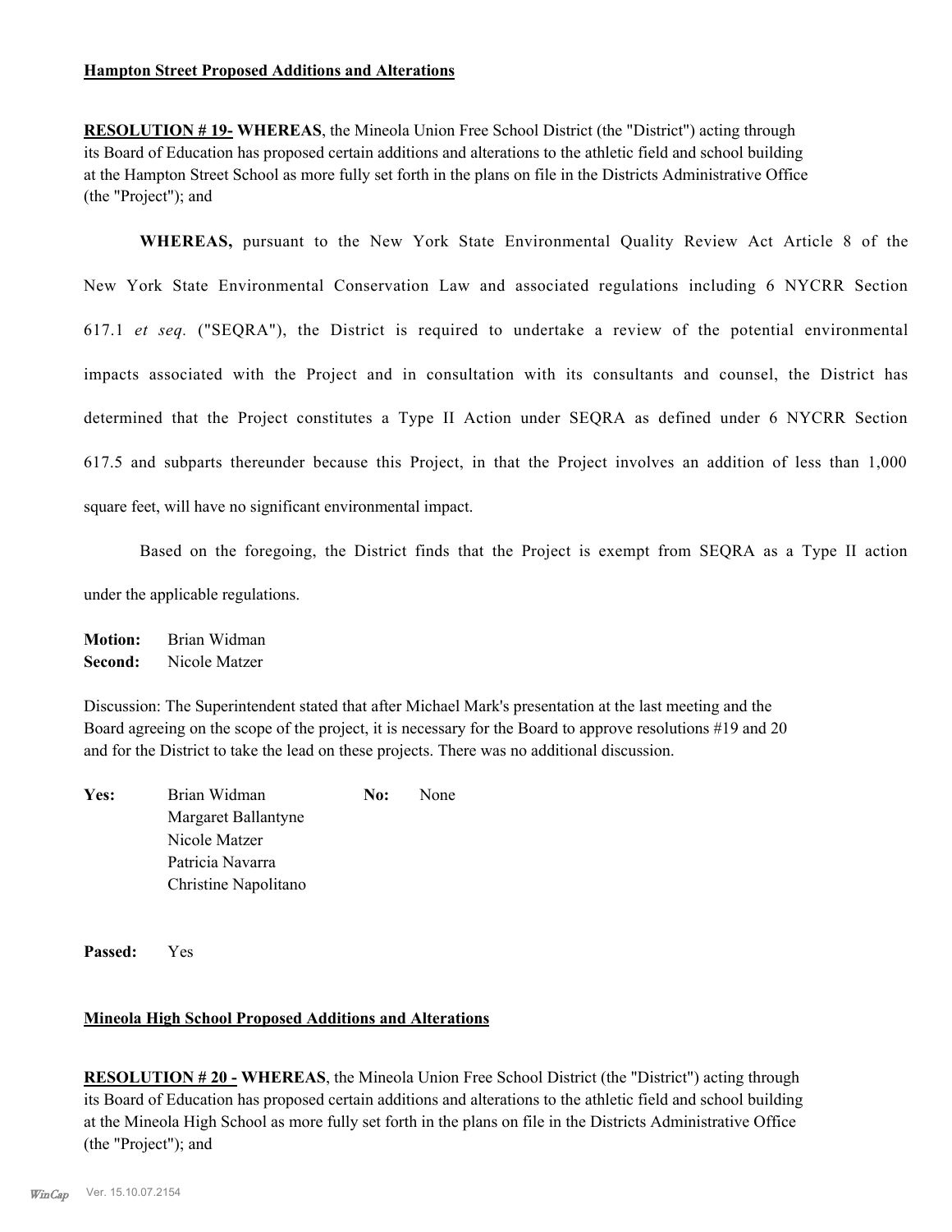**Hampton Street Proposed Additions and Alterations**

**RESOLUTION # 19- WHEREAS**, the Mineola Union Free School District (the "District") acting through its Board of Education has proposed certain additions and alterations to the athletic field and school building at the Hampton Street School as more fully set forth in the plans on file in the Districts Administrative Office (the "Project"); and

**WHEREAS,** pursuant to the New York State Environmental Quality Review Act Article 8 of the New York State Environmental Conservation Law and associated regulations including 6 NYCRR Section 617.1 *et seq.* ("SEQRA"), the District is required to undertake a review of the potential environmental impacts associated with the Project and in consultation with its consultants and counsel, the District has determined that the Project constitutes a Type II Action under SEQRA as defined under 6 NYCRR Section 617.5 and subparts thereunder because this Project, in that the Project involves an addition of less than 1,000 square feet, will have no significant environmental impact.

Based on the foregoing, the District finds that the Project is exempt from SEQRA as a Type II action under the applicable regulations.

**Motion:** Brian Widman
**Second:** Nicole Matzer

Discussion: The Superintendent stated that after Michael Mark's presentation at the last meeting and the Board agreeing on the scope of the project, it is necessary for the Board to approve resolutions #19 and 20 and for the District to take the lead on these projects. There was no additional discussion.

| **Yes:** | | **No:** | |
|---|---|---|---|
| | Brian Widman | | None |
| | Margaret Ballantyne | | |
| | Nicole Matzer | | |
| | Patricia Navarra | | |
| | Christine Napolitano | | |

**Passed:** Yes

**Mineola High School Proposed Additions and Alterations**

**RESOLUTION # 20 - WHEREAS**, the Mineola Union Free School District (the "District") acting through its Board of Education has proposed certain additions and alterations to the athletic field and school building at the Mineola High School as more fully set forth in the plans on file in the Districts Administrative Office (the "Project"); and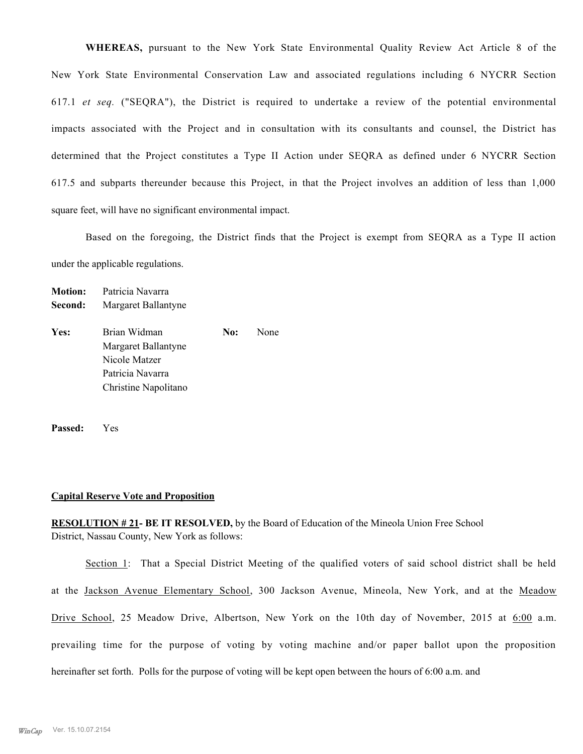**WHEREAS,** pursuant to the New York State Environmental Quality Review Act Article 8 of the New York State Environmental Conservation Law and associated regulations including 6 NYCRR Section 617.1 *et seq.* ("SEQRA"), the District is required to undertake a review of the potential environmental impacts associated with the Project and in consultation with its consultants and counsel, the District has determined that the Project constitutes a Type II Action under SEQRA as defined under 6 NYCRR Section 617.5 and subparts thereunder because this Project, in that the Project involves an addition of less than 1,000 square feet, will have no significant environmental impact.

Based on the foregoing, the District finds that the Project is exempt from SEQRA as a Type II action under the applicable regulations.

**Motion:** Patricia Navarra
**Second:** Margaret Ballantyne

**Yes:** Brian Widman
Margaret Ballantyne
Nicole Matzer
Patricia Navarra
Christine Napolitano

**No:** None

**Passed:** Yes

**Capital Reserve Vote and Proposition**

**RESOLUTION # 21- BE IT RESOLVED,** by the Board of Education of the Mineola Union Free School District, Nassau County, New York as follows:

Section 1: That a Special District Meeting of the qualified voters of said school district shall be held at the Jackson Avenue Elementary School, 300 Jackson Avenue, Mineola, New York, and at the Meadow Drive School, 25 Meadow Drive, Albertson, New York on the 10th day of November, 2015 at 6:00 a.m. prevailing time for the purpose of voting by voting machine and/or paper ballot upon the proposition hereinafter set forth. Polls for the purpose of voting will be kept open between the hours of 6:00 a.m. and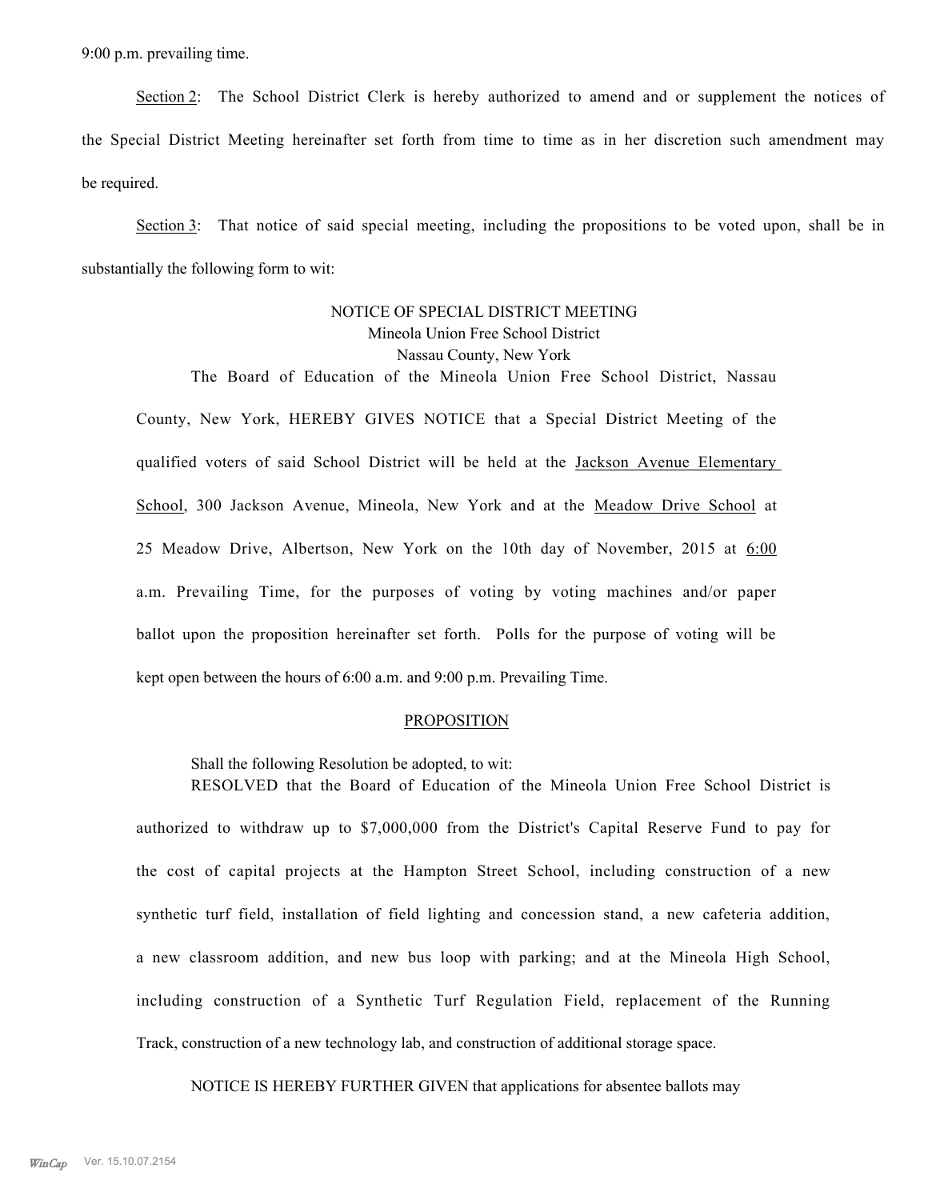9:00 p.m. prevailing time.

Section 2: The School District Clerk is hereby authorized to amend and or supplement the notices of the Special District Meeting hereinafter set forth from time to time as in her discretion such amendment may be required.

Section 3: That notice of said special meeting, including the propositions to be voted upon, shall be in substantially the following form to wit:

NOTICE OF SPECIAL DISTRICT MEETING
Mineola Union Free School District
Nassau County, New York

The Board of Education of the Mineola Union Free School District, Nassau County, New York, HEREBY GIVES NOTICE that a Special District Meeting of the qualified voters of said School District will be held at the Jackson Avenue Elementary School, 300 Jackson Avenue, Mineola, New York and at the Meadow Drive School at 25 Meadow Drive, Albertson, New York on the 10th day of November, 2015 at 6:00 a.m. Prevailing Time, for the purposes of voting by voting machines and/or paper ballot upon the proposition hereinafter set forth. Polls for the purpose of voting will be kept open between the hours of 6:00 a.m. and 9:00 p.m. Prevailing Time.

PROPOSITION

Shall the following Resolution be adopted, to wit:

RESOLVED that the Board of Education of the Mineola Union Free School District is authorized to withdraw up to $7,000,000 from the District's Capital Reserve Fund to pay for the cost of capital projects at the Hampton Street School, including construction of a new synthetic turf field, installation of field lighting and concession stand, a new cafeteria addition, a new classroom addition, and new bus loop with parking; and at the Mineola High School, including construction of a Synthetic Turf Regulation Field, replacement of the Running Track, construction of a new technology lab, and construction of additional storage space.

NOTICE IS HEREBY FURTHER GIVEN that applications for absentee ballots may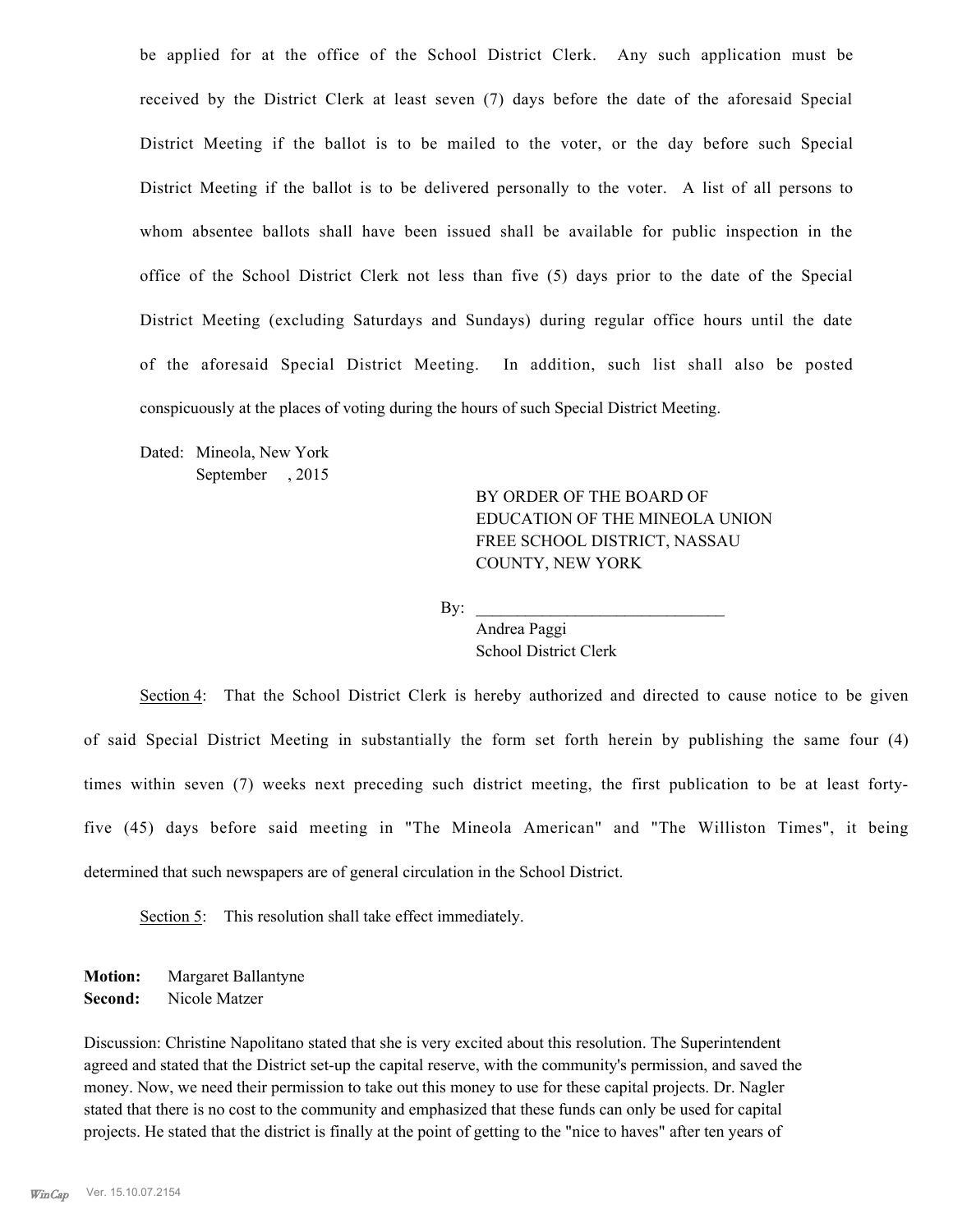be applied for at the office of the School District Clerk. Any such application must be received by the District Clerk at least seven (7) days before the date of the aforesaid Special District Meeting if the ballot is to be mailed to the voter, or the day before such Special District Meeting if the ballot is to be delivered personally to the voter. A list of all persons to whom absentee ballots shall have been issued shall be available for public inspection in the office of the School District Clerk not less than five (5) days prior to the date of the Special District Meeting (excluding Saturdays and Sundays) during regular office hours until the date of the aforesaid Special District Meeting. In addition, such list shall also be posted conspicuously at the places of voting during the hours of such Special District Meeting.

Dated: Mineola, New York
September , 2015

BY ORDER OF THE BOARD OF EDUCATION OF THE MINEOLA UNION FREE SCHOOL DISTRICT, NASSAU COUNTY, NEW YORK

By: ______________________________
Andrea Paggi
School District Clerk

Section 4: That the School District Clerk is hereby authorized and directed to cause notice to be given of said Special District Meeting in substantially the form set forth herein by publishing the same four (4) times within seven (7) weeks next preceding such district meeting, the first publication to be at least forty-five (45) days before said meeting in "The Mineola American" and "The Williston Times", it being determined that such newspapers are of general circulation in the School District.

Section 5: This resolution shall take effect immediately.

**Motion:** Margaret Ballantyne
**Second:** Nicole Matzer

Discussion: Christine Napolitano stated that she is very excited about this resolution. The Superintendent agreed and stated that the District set-up the capital reserve, with the community's permission, and saved the money. Now, we need their permission to take out this money to use for these capital projects. Dr. Nagler stated that there is no cost to the community and emphasized that these funds can only be used for capital projects. He stated that the district is finally at the point of getting to the "nice to haves" after ten years of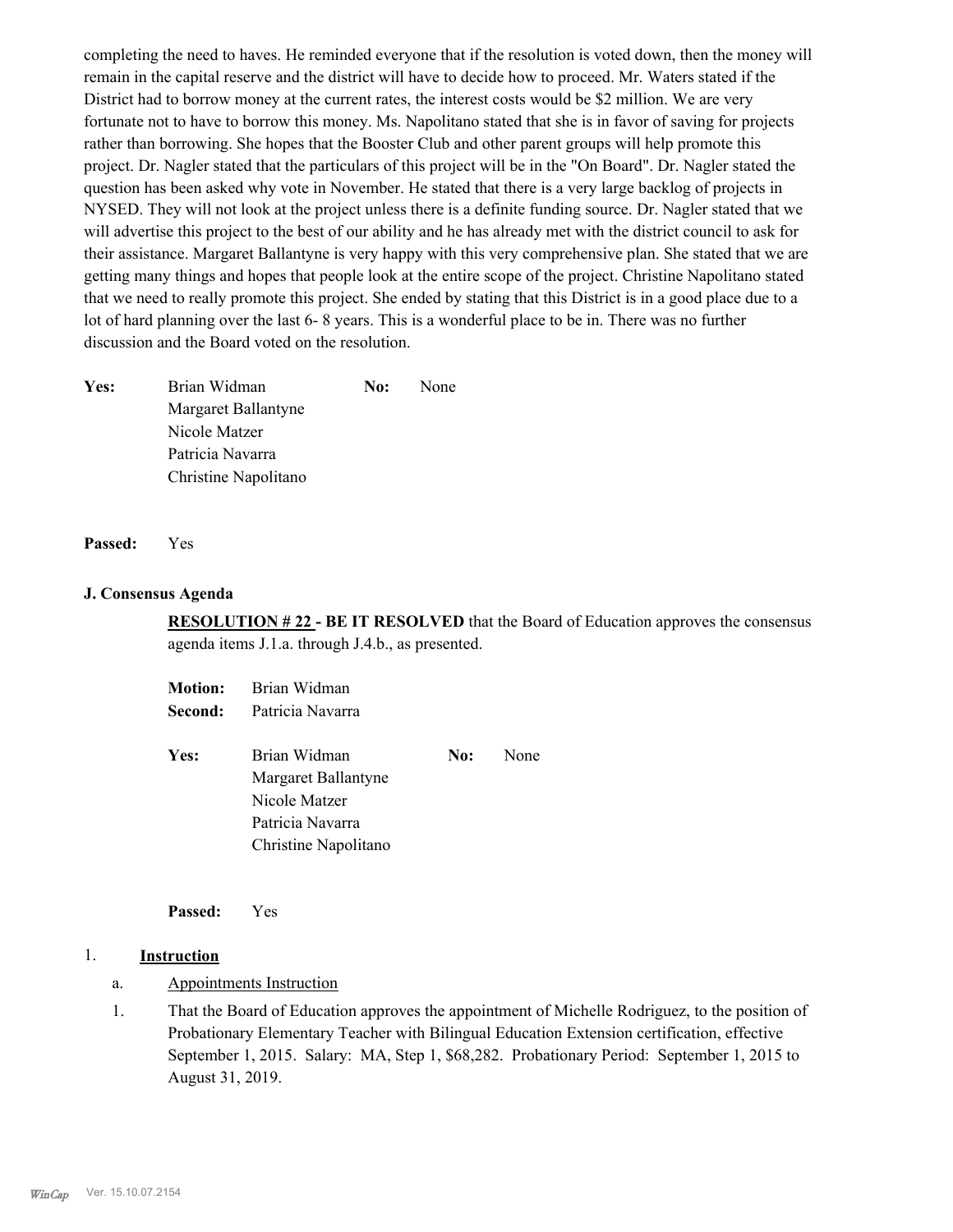completing the need to haves. He reminded everyone that if the resolution is voted down, then the money will remain in the capital reserve and the district will have to decide how to proceed. Mr. Waters stated if the District had to borrow money at the current rates, the interest costs would be $2 million. We are very fortunate not to have to borrow this money. Ms. Napolitano stated that she is in favor of saving for projects rather than borrowing. She hopes that the Booster Club and other parent groups will help promote this project. Dr. Nagler stated that the particulars of this project will be in the "On Board". Dr. Nagler stated the question has been asked why vote in November. He stated that there is a very large backlog of projects in NYSED. They will not look at the project unless there is a definite funding source. Dr. Nagler stated that we will advertise this project to the best of our ability and he has already met with the district council to ask for their assistance. Margaret Ballantyne is very happy with this very comprehensive plan. She stated that we are getting many things and hopes that people look at the entire scope of the project. Christine Napolitano stated that we need to really promote this project. She ended by stating that this District is in a good place due to a lot of hard planning over the last 6- 8 years. This is a wonderful place to be in. There was no further discussion and the Board voted on the resolution.

**Yes:** Brian Widman
Margaret Ballantyne
Nicole Matzer
Patricia Navarra
Christine Napolitano

**No:** None

**Passed:** Yes

### J. Consensus Agenda

**RESOLUTION # 22 - BE IT RESOLVED** that the Board of Education approves the consensus agenda items J.1.a. through J.4.b., as presented.

**Motion:** Brian Widman
**Second:** Patricia Navarra

**Yes:** Brian Widman
Margaret Ballantyne
Nicole Matzer
Patricia Navarra
Christine Napolitano

**No:** None

**Passed:** Yes

1. **Instruction**

a. Appointments Instruction

1. That the Board of Education approves the appointment of Michelle Rodriguez, to the position of Probationary Elementary Teacher with Bilingual Education Extension certification, effective September 1, 2015. Salary: MA, Step 1, $68,282. Probationary Period: September 1, 2015 to August 31, 2019.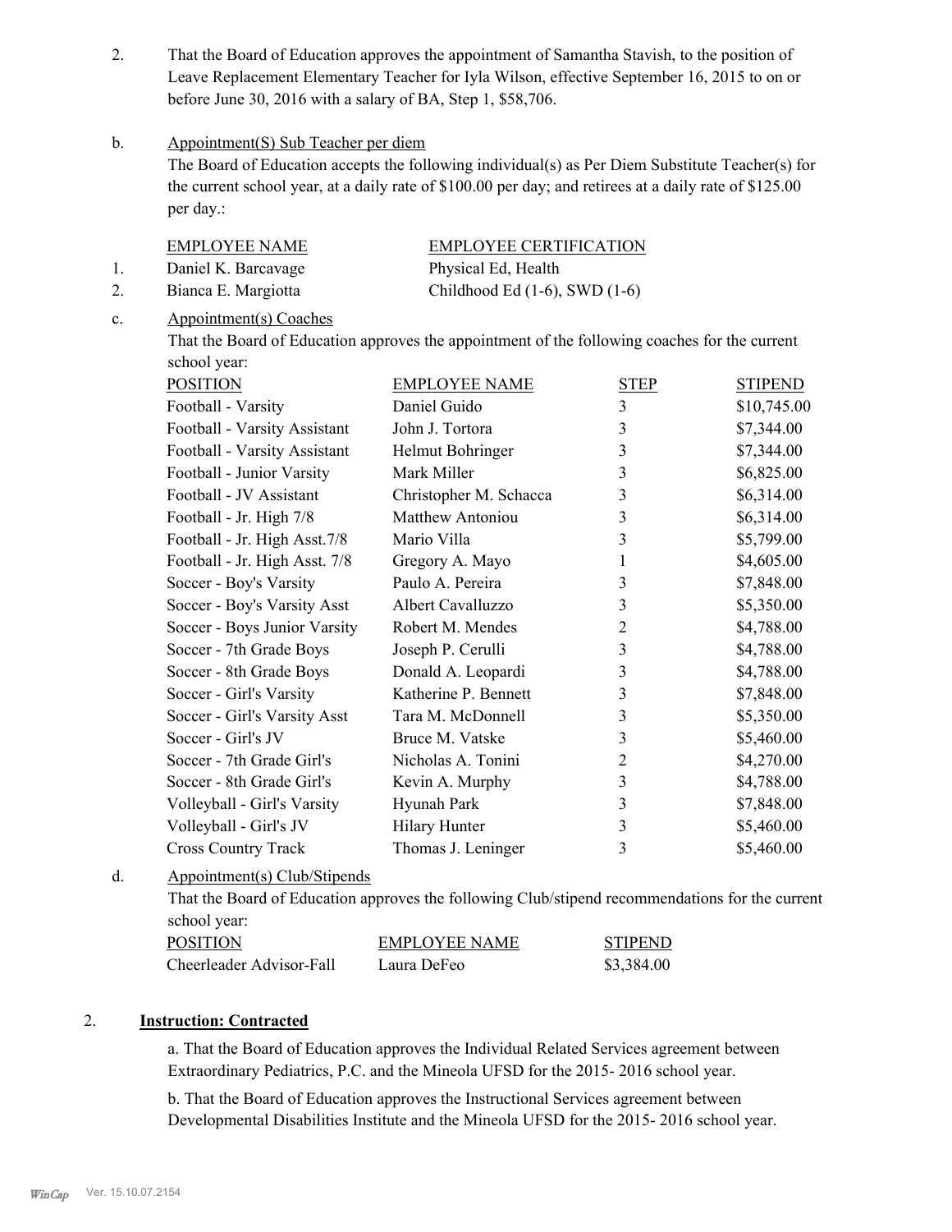2. That the Board of Education approves the appointment of Samantha Stavish, to the position of Leave Replacement Elementary Teacher for Iyla Wilson, effective September 16, 2015 to on or before June 30, 2016 with a salary of BA, Step 1, $58,706.

b. Appointment(S) Sub Teacher per diem

The Board of Education accepts the following individual(s) as Per Diem Substitute Teacher(s) for the current school year, at a daily rate of $100.00 per day; and retirees at a daily rate of $125.00 per day.:

| | EMPLOYEE NAME | EMPLOYEE CERTIFICATION |
|---|---|---|
| 1. | Daniel K. Barcavage | Physical Ed, Health |
| 2. | Bianca E. Margiotta | Childhood Ed (1-6), SWD (1-6) |

c. Appointment(s) Coaches

That the Board of Education approves the appointment of the following coaches for the current school year:

| POSITION | EMPLOYEE NAME | STEP | STIPEND |
|---|---|---|---|
| Football - Varsity | Daniel Guido | 3 | $10,745.00 |
| Football - Varsity Assistant | John J. Tortora | 3 | $7,344.00 |
| Football - Varsity Assistant | Helmut Bohringer | 3 | $7,344.00 |
| Football - Junior Varsity | Mark Miller | 3 | $6,825.00 |
| Football - JV Assistant | Christopher M. Schacca | 3 | $6,314.00 |
| Football - Jr. High 7/8 | Matthew Antoniou | 3 | $6,314.00 |
| Football - Jr. High Asst.7/8 | Mario Villa | 3 | $5,799.00 |
| Football - Jr. High Asst. 7/8 | Gregory A. Mayo | 1 | $4,605.00 |
| Soccer - Boy's Varsity | Paulo A. Pereira | 3 | $7,848.00 |
| Soccer - Boy's Varsity Asst | Albert Cavalluzzo | 3 | $5,350.00 |
| Soccer - Boys Junior Varsity | Robert M. Mendes | 2 | $4,788.00 |
| Soccer - 7th Grade Boys | Joseph P. Cerulli | 3 | $4,788.00 |
| Soccer - 8th Grade Boys | Donald A. Leopardi | 3 | $4,788.00 |
| Soccer - Girl's Varsity | Katherine P. Bennett | 3 | $7,848.00 |
| Soccer - Girl's Varsity Asst | Tara M. McDonnell | 3 | $5,350.00 |
| Soccer - Girl's JV | Bruce M. Vatske | 3 | $5,460.00 |
| Soccer - 7th Grade Girl's | Nicholas A. Tonini | 2 | $4,270.00 |
| Soccer - 8th Grade Girl's | Kevin A. Murphy | 3 | $4,788.00 |
| Volleyball - Girl's Varsity | Hyunah Park | 3 | $7,848.00 |
| Volleyball - Girl's JV | Hilary Hunter | 3 | $5,460.00 |
| Cross Country Track | Thomas J. Leninger | 3 | $5,460.00 |

d. Appointment(s) Club/Stipends

That the Board of Education approves the following Club/stipend recommendations for the current school year:

| POSITION | EMPLOYEE NAME | STIPEND |
|---|---|---|
| Cheerleader Advisor-Fall | Laura DeFeo | $3,384.00 |

2. **Instruction: Contracted**

a. That the Board of Education approves the Individual Related Services agreement between Extraordinary Pediatrics, P.C. and the Mineola UFSD for the 2015- 2016 school year.

b. That the Board of Education approves the Instructional Services agreement between Developmental Disabilities Institute and the Mineola UFSD for the 2015- 2016 school year.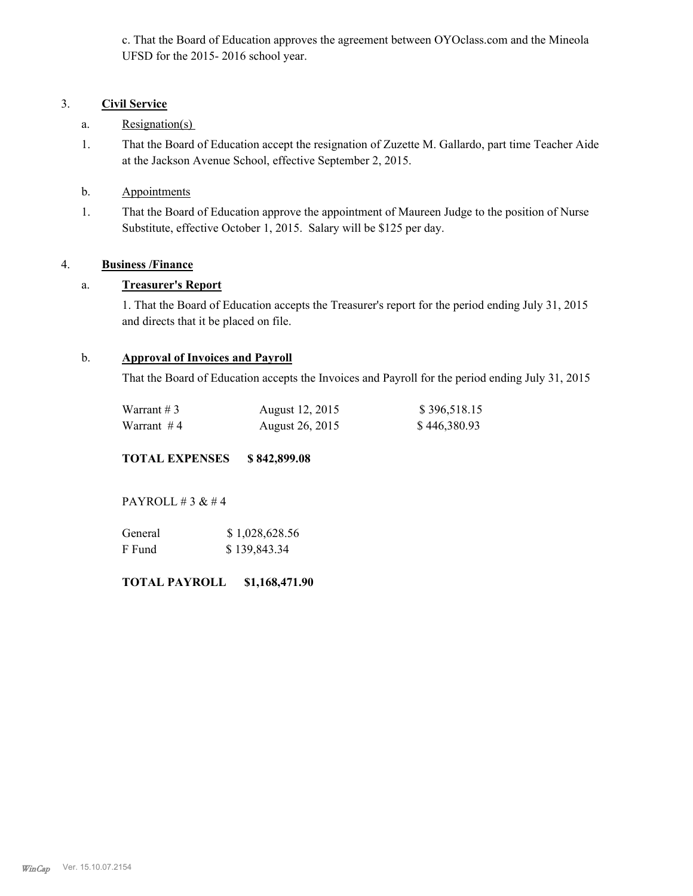c. That the Board of Education approves the agreement between OYOclass.com and the Mineola UFSD for the 2015- 2016 school year.

3. **Civil Service**

a. Resignation(s)

1. That the Board of Education accept the resignation of Zuzette M. Gallardo, part time Teacher Aide at the Jackson Avenue School, effective September 2, 2015.

b. Appointments

1. That the Board of Education approve the appointment of Maureen Judge to the position of Nurse Substitute, effective October 1, 2015. Salary will be $125 per day.

4. **Business /Finance**

a. **Treasurer's Report**

1. That the Board of Education accepts the Treasurer's report for the period ending July 31, 2015 and directs that it be placed on file.

b. **Approval of Invoices and Payroll**

That the Board of Education accepts the Invoices and Payroll for the period ending July 31, 2015

| | | |
|---|---|---|
| Warrant # 3 | August 12, 2015 | $ 396,518.15 |
| Warrant # 4 | August 26, 2015 | $ 446,380.93 |

**TOTAL EXPENSES $ 842,899.08**

PAYROLL # 3 & # 4

| | |
|---|---|
| General | $ 1,028,628.56 |
| F Fund | $ 139,843.34 |

**TOTAL PAYROLL $1,168,471.90**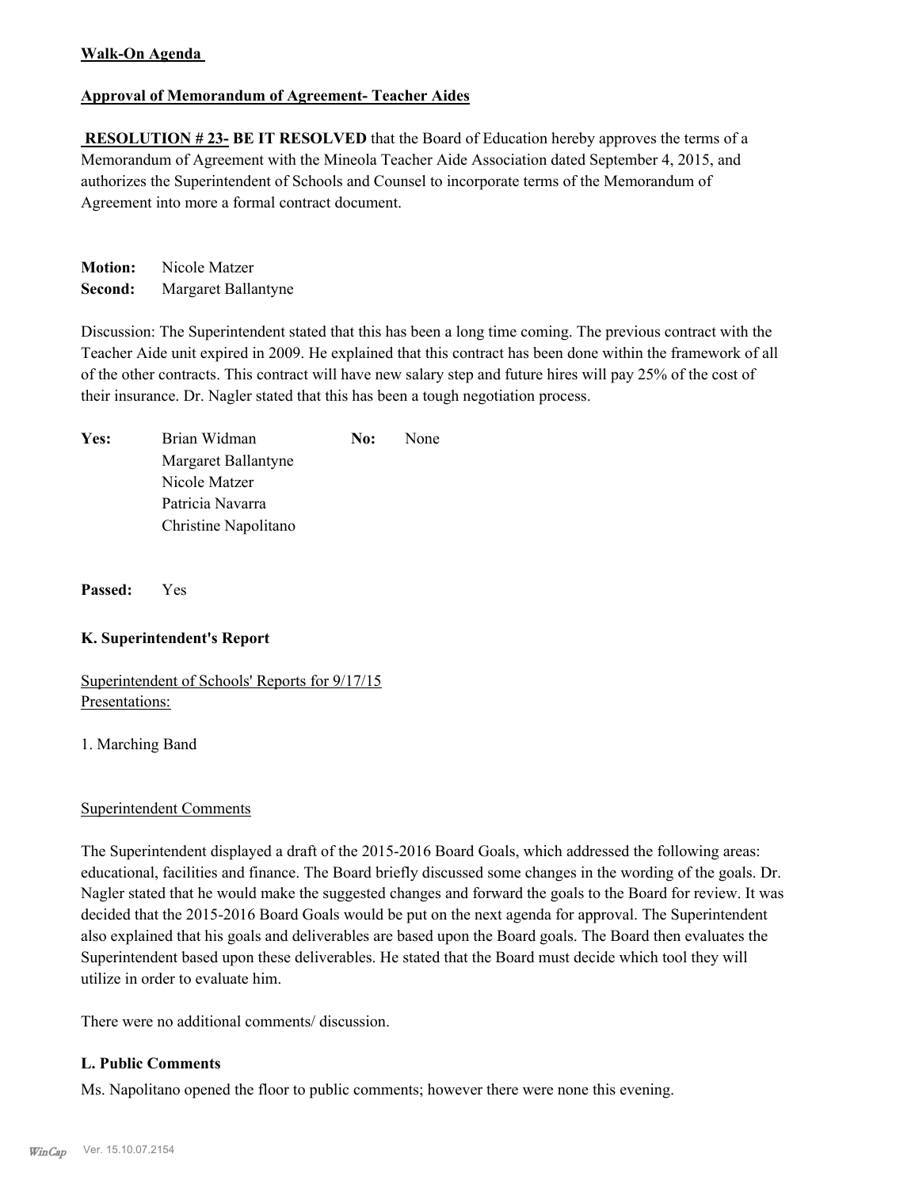**Walk-On Agenda**

**Approval of Memorandum of Agreement- Teacher Aides**

**RESOLUTION # 23- BE IT RESOLVED** that the Board of Education hereby approves the terms of a Memorandum of Agreement with the Mineola Teacher Aide Association dated September 4, 2015, and authorizes the Superintendent of Schools and Counsel to incorporate terms of the Memorandum of Agreement into more a formal contract document.

**Motion:** Nicole Matzer
**Second:** Margaret Ballantyne

Discussion: The Superintendent stated that this has been a long time coming. The previous contract with the Teacher Aide unit expired in 2009. He explained that this contract has been done within the framework of all of the other contracts. This contract will have new salary step and future hires will pay 25% of the cost of their insurance. Dr. Nagler stated that this has been a tough negotiation process.

| | | | |
|---|---|---|---|
| **Yes:** | Brian Widman | **No:** | None |
| | Margaret Ballantyne | | |
| | Nicole Matzer | | |
| | Patricia Navarra | | |
| | Christine Napolitano | | |

**Passed:** Yes

### K. Superintendent's Report

Superintendent of Schools' Reports for 9/17/15
Presentations:

1. Marching Band

Superintendent Comments

The Superintendent displayed a draft of the 2015-2016 Board Goals, which addressed the following areas: educational, facilities and finance. The Board briefly discussed some changes in the wording of the goals. Dr. Nagler stated that he would make the suggested changes and forward the goals to the Board for review. It was decided that the 2015-2016 Board Goals would be put on the next agenda for approval. The Superintendent also explained that his goals and deliverables are based upon the Board goals. The Board then evaluates the Superintendent based upon these deliverables. He stated that the Board must decide which tool they will utilize in order to evaluate him.

There were no additional comments/ discussion.

### L. Public Comments

Ms. Napolitano opened the floor to public comments; however there were none this evening.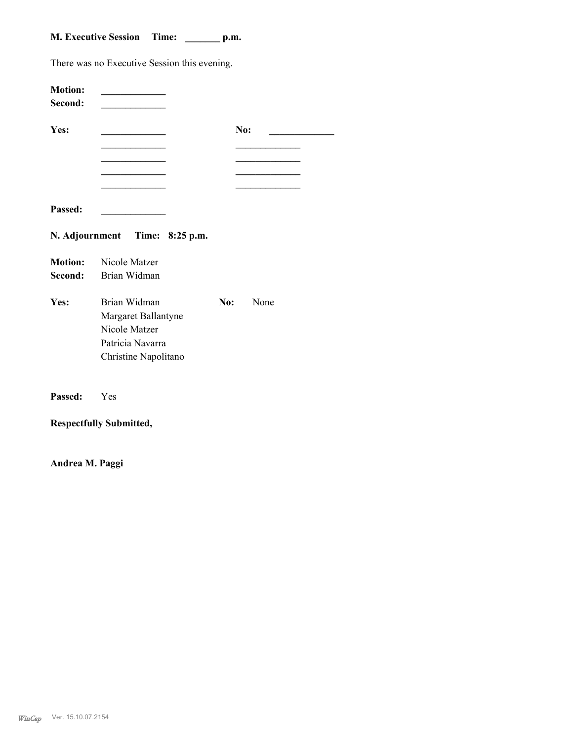**M. Executive Session Time: _______ p.m.**

There was no Executive Session this evening.

**Motion:** _____________
**Second:** _____________

**Yes:** _____________ **No:** _____________
_____________ _____________
_____________ _____________
_____________ _____________
_____________ _____________

**Passed:** _____________

**N. Adjournment Time: 8:25 p.m.**

**Motion:** Nicole Matzer
**Second:** Brian Widman

**Yes:** Brian Widman **No:** None
Margaret Ballantyne
Nicole Matzer
Patricia Navarra
Christine Napolitano

**Passed:** Yes

**Respectfully Submitted,**

**Andrea M. Paggi**